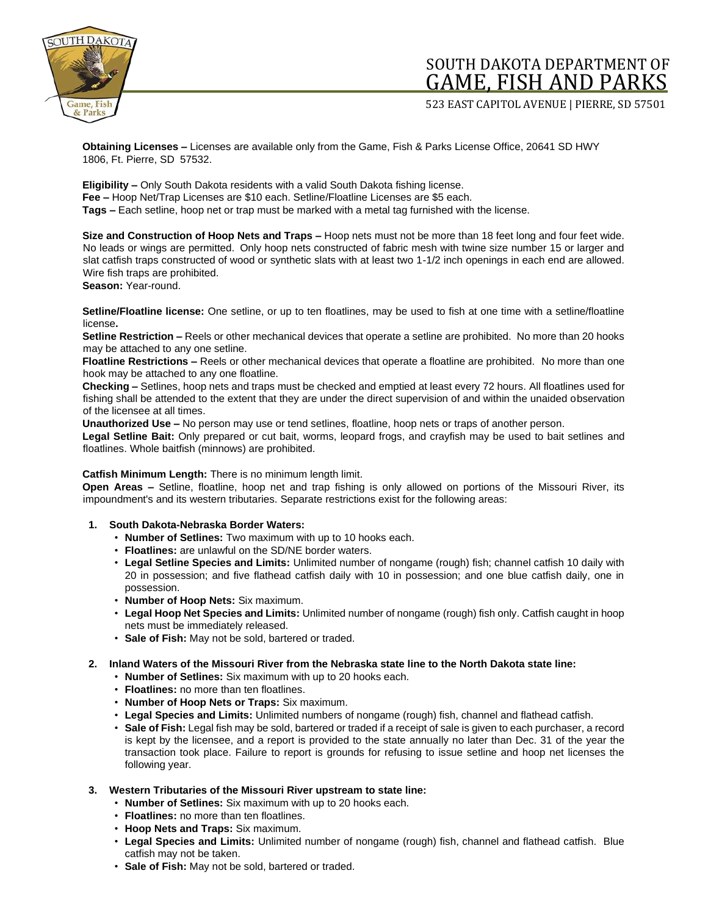# SOUTH DAKOTA DEPARTMENT OF GAME, FISH AND PARKS

523 EAST CAPITOL AVENUE | PIERRE, SD 57501

**Obtaining Licenses –** Licenses are available only from the Game, Fish & Parks License Office, 20641 SD HWY 1806, Ft. Pierre, SD 57532.

**Eligibility –** Only South Dakota residents with a valid South Dakota fishing license.
**Fee –** Hoop Net/Trap Licenses are $10 each. Setline/Floatline Licenses are $5 each.
**Tags –** Each setline, hoop net or trap must be marked with a metal tag furnished with the license.

**Size and Construction of Hoop Nets and Traps –** Hoop nets must not be more than 18 feet long and four feet wide. No leads or wings are permitted. Only hoop nets constructed of fabric mesh with twine size number 15 or larger and slat catfish traps constructed of wood or synthetic slats with at least two 1-1/2 inch openings in each end are allowed. Wire fish traps are prohibited.
**Season:** Year-round.

**Setline/Floatline license:** One setline, or up to ten floatlines, may be used to fish at one time with a setline/floatline license**.**
**Setline Restriction –** Reels or other mechanical devices that operate a setline are prohibited. No more than 20 hooks may be attached to any one setline.
**Floatline Restrictions –** Reels or other mechanical devices that operate a floatline are prohibited. No more than one hook may be attached to any one floatline.
**Checking –** Setlines, hoop nets and traps must be checked and emptied at least every 72 hours. All floatlines used for fishing shall be attended to the extent that they are under the direct supervision of and within the unaided observation of the licensee at all times.
**Unauthorized Use –** No person may use or tend setlines, floatline, hoop nets or traps of another person.
**Legal Setline Bait:** Only prepared or cut bait, worms, leopard frogs, and crayfish may be used to bait setlines and floatlines. Whole baitfish (minnows) are prohibited.

**Catfish Minimum Length:** There is no minimum length limit.
**Open Areas –** Setline, floatline, hoop net and trap fishing is only allowed on portions of the Missouri River, its impoundment's and its western tributaries. Separate restrictions exist for the following areas:

1. **South Dakota-Nebraska Border Waters:**
   - **Number of Setlines:** Two maximum with up to 10 hooks each.
   - **Floatlines:** are unlawful on the SD/NE border waters.
   - **Legal Setline Species and Limits:** Unlimited number of nongame (rough) fish; channel catfish 10 daily with 20 in possession; and five flathead catfish daily with 10 in possession; and one blue catfish daily, one in possession.
   - **Number of Hoop Nets:** Six maximum.
   - **Legal Hoop Net Species and Limits:** Unlimited number of nongame (rough) fish only. Catfish caught in hoop nets must be immediately released.
   - **Sale of Fish:** May not be sold, bartered or traded.

2. **Inland Waters of the Missouri River from the Nebraska state line to the North Dakota state line:**
   - **Number of Setlines:** Six maximum with up to 20 hooks each.
   - **Floatlines:** no more than ten floatlines.
   - **Number of Hoop Nets or Traps:** Six maximum.
   - **Legal Species and Limits:** Unlimited numbers of nongame (rough) fish, channel and flathead catfish.
   - **Sale of Fish:** Legal fish may be sold, bartered or traded if a receipt of sale is given to each purchaser, a record is kept by the licensee, and a report is provided to the state annually no later than Dec. 31 of the year the transaction took place. Failure to report is grounds for refusing to issue setline and hoop net licenses the following year.

3. **Western Tributaries of the Missouri River upstream to state line:**
   - **Number of Setlines:** Six maximum with up to 20 hooks each.
   - **Floatlines:** no more than ten floatlines.
   - **Hoop Nets and Traps:** Six maximum.
   - **Legal Species and Limits:** Unlimited number of nongame (rough) fish, channel and flathead catfish. Blue catfish may not be taken.
   - **Sale of Fish:** May not be sold, bartered or traded.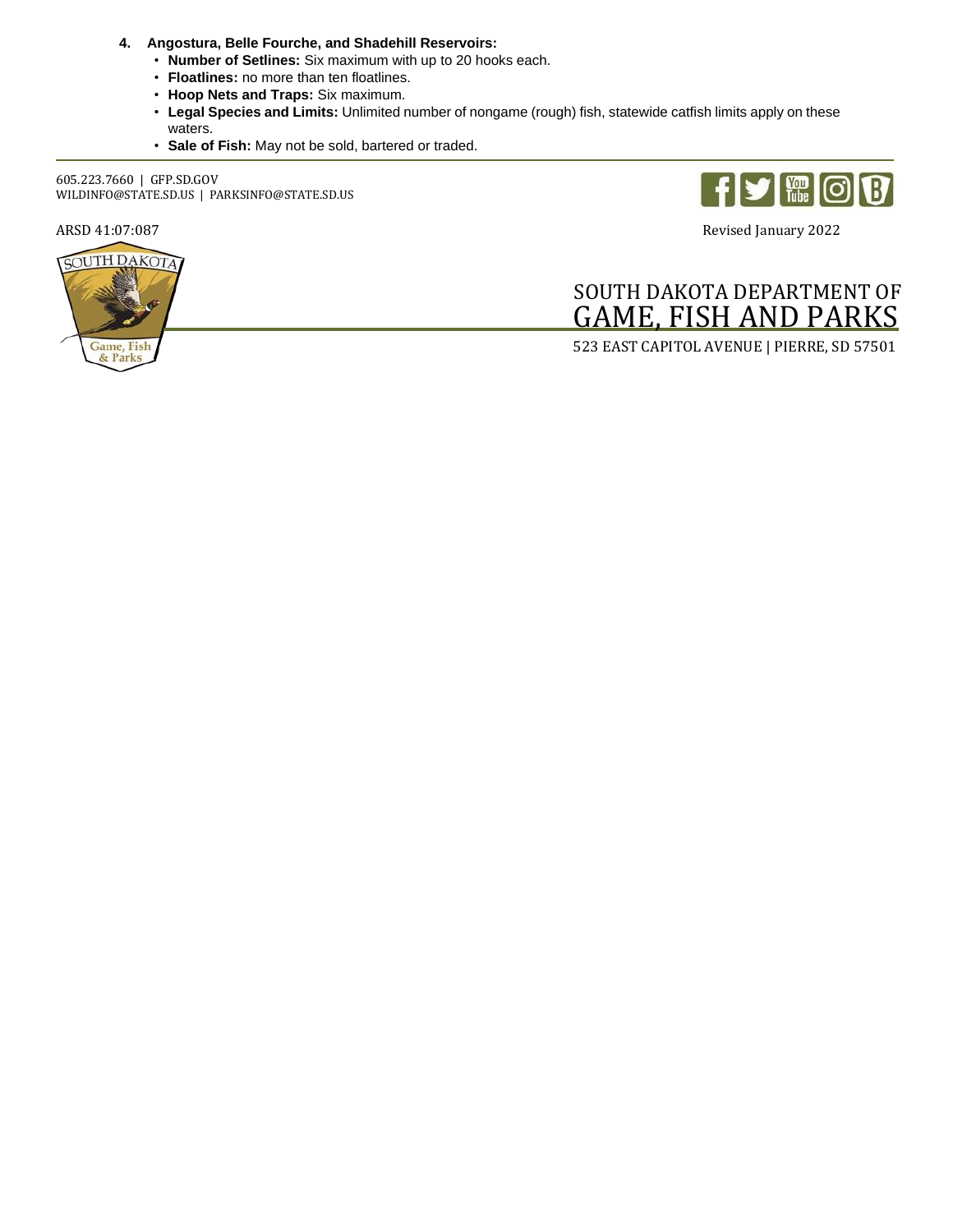4. **Angostura, Belle Fourche, and Shadehill Reservoirs:**
   - **Number of Setlines:** Six maximum with up to 20 hooks each.
   - **Floatlines:** no more than ten floatlines.
   - **Hoop Nets and Traps:** Six maximum.
   - **Legal Species and Limits:** Unlimited number of nongame (rough) fish, statewide catfish limits apply on these waters.
   - **Sale of Fish:** May not be sold, bartered or traded.

---

605.223.7660 | GFP.SD.GOV
WILDINFO@STATE.SD.US | PARKSINFO@STATE.SD.US

ARSD 41:07:087

Revised January 2022

SOUTH DAKOTA DEPARTMENT OF
GAME, FISH AND PARKS
523 EAST CAPITOL AVENUE | PIERRE, SD 57501